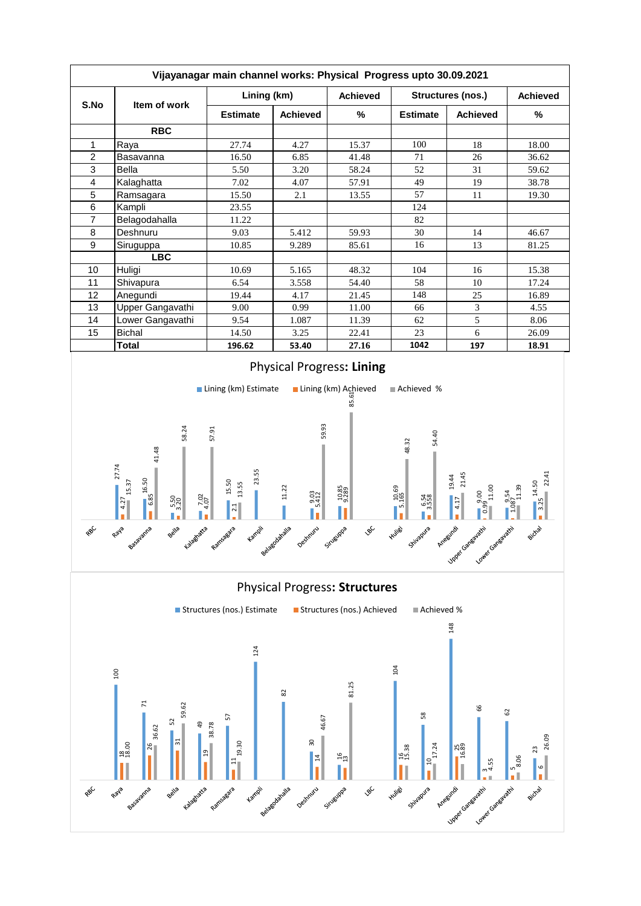**Vijayanagar main channel works: Physical Progress upto 30.09.2021**

| S.No | Item of work | Lining (km) | | Achieved | Structures (nos.) | | Achieved |
|---|---|---|---|---|---|---|---|
| | | Estimate | Achieved | % | Estimate | Achieved | % |
| | **RBC** | | | | | | |
| 1 | Raya | 27.74 | 4.27 | 15.37 | 100 | 18 | 18.00 |
| 2 | Basavanna | 16.50 | 6.85 | 41.48 | 71 | 26 | 36.62 |
| 3 | Bella | 5.50 | 3.20 | 58.24 | 52 | 31 | 59.62 |
| 4 | Kalaghatta | 7.02 | 4.07 | 57.91 | 49 | 19 | 38.78 |
| 5 | Ramsagara | 15.50 | 2.1 | 13.55 | 57 | 11 | 19.30 |
| 6 | Kampli | 23.55 | | | 124 | | |
| 7 | Belagodahalla | 11.22 | | | 82 | | |
| 8 | Deshnuru | 9.03 | 5.412 | 59.93 | 30 | 14 | 46.67 |
| 9 | Siruguppa | 10.85 | 9.289 | 85.61 | 16 | 13 | 81.25 |
| | **LBC** | | | | | | |
| 10 | Huligi | 10.69 | 5.165 | 48.32 | 104 | 16 | 15.38 |
| 11 | Shivapura | 6.54 | 3.558 | 54.40 | 58 | 10 | 17.24 |
| 12 | Anegundi | 19.44 | 4.17 | 21.45 | 148 | 25 | 16.89 |
| 13 | Upper Gangavathi | 9.00 | 0.99 | 11.00 | 66 | 3 | 4.55 |
| 14 | Lower Gangavathi | 9.54 | 1.087 | 11.39 | 62 | 5 | 8.06 |
| 15 | Bichal | 14.50 | 3.25 | 22.41 | 23 | 6 | 26.09 |
| | **Total** | **196.62** | **53.40** | **27.16** | **1042** | **197** | **18.91** |

Physical Progress: **Lining**

Physical Progress: **Structures**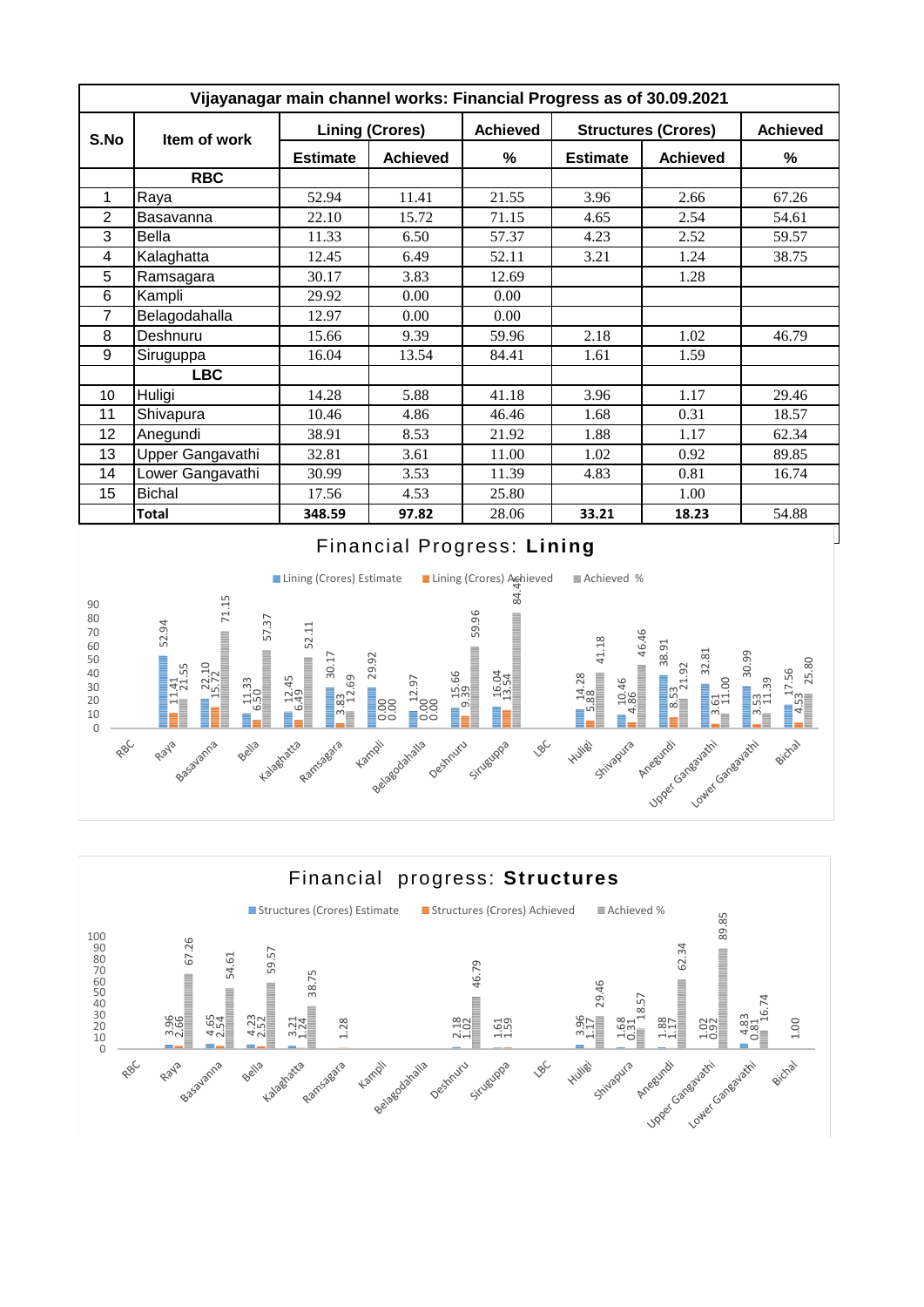| Vijayanagar main channel works: Financial Progress as of 30.09.2021 | | | | | | | |
|---|---|---|---|---|---|---|---|
| S.No | Item of work | Lining (Crores) | | Achieved | Structures (Crores) | | Achieved |
| | | Estimate | Achieved | % | Estimate | Achieved | % |
| | **RBC** | | | | | | |
| 1 | Raya | 52.94 | 11.41 | 21.55 | 3.96 | 2.66 | 67.26 |
| 2 | Basavanna | 22.10 | 15.72 | 71.15 | 4.65 | 2.54 | 54.61 |
| 3 | Bella | 11.33 | 6.50 | 57.37 | 4.23 | 2.52 | 59.57 |
| 4 | Kalaghatta | 12.45 | 6.49 | 52.11 | 3.21 | 1.24 | 38.75 |
| 5 | Ramsagara | 30.17 | 3.83 | 12.69 | | 1.28 | |
| 6 | Kampli | 29.92 | 0.00 | 0.00 | | | |
| 7 | Belagodahalla | 12.97 | 0.00 | 0.00 | | | |
| 8 | Deshnuru | 15.66 | 9.39 | 59.96 | 2.18 | 1.02 | 46.79 |
| 9 | Siruguppa | 16.04 | 13.54 | 84.41 | 1.61 | 1.59 | |
| | **LBC** | | | | | | |
| 10 | Huligi | 14.28 | 5.88 | 41.18 | 3.96 | 1.17 | 29.46 |
| 11 | Shivapura | 10.46 | 4.86 | 46.46 | 1.68 | 0.31 | 18.57 |
| 12 | Anegundi | 38.91 | 8.53 | 21.92 | 1.88 | 1.17 | 62.34 |
| 13 | Upper Gangavathi | 32.81 | 3.61 | 11.00 | 1.02 | 0.92 | 89.85 |
| 14 | Lower Gangavathi | 30.99 | 3.53 | 11.39 | 4.83 | 0.81 | 16.74 |
| 15 | Bichal | 17.56 | 4.53 | 25.80 | | 1.00 | |
| | **Total** | **348.59** | **97.82** | 28.06 | **33.21** | **18.23** | 54.88 |

Financial Progress: **Lining**

Lining (Crores) Estimate | Lining (Crores) Achieved | Achieved %

90
80
70
60
50
40
30
20
10
0

52.94 11.41 21.55
22.10 15.72 71.15
11.33 6.50 57.37
12.45 6.49 52.11
30.17 3.83 12.69
29.92 0.00 0.00
12.97 0.00 0.00
15.66 9.39 59.96
16.04 13.54 84.41
14.28 5.88 41.18
10.46 4.86 46.46
38.91 8.53 21.92
32.81 3.61 11.00
30.99 3.53 11.39
17.56 4.53 25.80

RBC, Raya, Basavanna, Bella, Kalaghatta, Ramsagara, Kampli, Belagodahalla, Deshnuru, Siruguppa, LBC, Huligi, Shivapura, Anegundi, Upper Gangavathi, Lower Gangavathi, Bichal

Financial progress: **Structures**

Structures (Crores) Estimate | Structures (Crores) Achieved | Achieved %

100
90
80
70
60
50
40
30
20
10
0

3.96 2.66 67.26
4.65 2.54 54.61
4.23 2.52 59.57
3.21 1.24 38.75
1.28
2.18 1.02 46.79
1.61 1.59
3.96 1.17 29.46
1.68 0.31 18.57
1.88 1.17 62.34
1.02 0.92 89.85
4.83 0.81 16.74
1.00

RBC, Raya, Basavanna, Bella, Kalaghatta, Ramsagara, Kampli, Belagodahalla, Deshnuru, Siruguppa, LBC, Huligi, Shivapura, Anegundi, Upper Gangavathi, Lower Gangavathi, Bichal